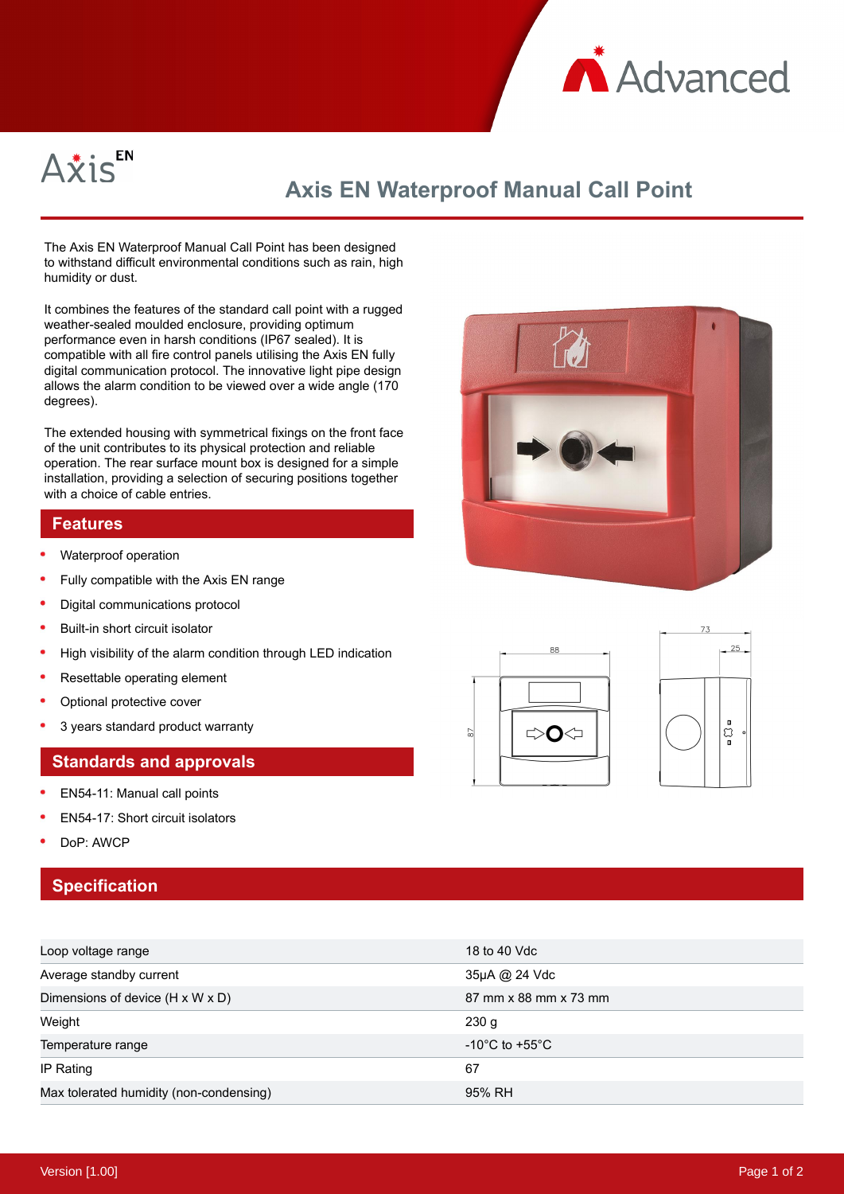# Axis EN Waterproof Manual Call Point

The Axis EN Waterproof Manual Call Point has been designed to withstand difficult environmental conditions such as rain, high humidity or dust.

It combines the features of the standard call point with a rugged weather-sealed moulded enclosure, providing optimum performance even in harsh conditions (IP67 sealed). It is compatible with all fire control panels utilising the Axis EN fully digital communication protocol. The innovative light pipe design allows the alarm condition to be viewed over a wide angle (170 degrees).

The extended housing with symmetrical fixings on the front face of the unit contributes to its physical protection and reliable operation. The rear surface mount box is designed for a simple installation, providing a selection of securing positions together with a choice of cable entries.

## Features

- Waterproof operation
- Fully compatible with the Axis EN range
- Digital communications protocol
- Built-in short circuit isolator
- High visibility of the alarm condition through LED indication
- Resettable operating element
- Optional protective cover
- 3 years standard product warranty

## Standards and approvals

- EN54-11: Manual call points
- EN54-17: Short circuit isolators
- DoP: AWCP

## Specification

| | |
|---|---|
| Loop voltage range | 18 to 40 Vdc |
| Average standby current | 35µA @ 24 Vdc |
| Dimensions of device (H x W x D) | 87 mm x 88 mm x 73 mm |
| Weight | 230 g |
| Temperature range | -10°C to +55°C |
| IP Rating | 67 |
| Max tolerated humidity (non-condensing) | 95% RH |

Version [1.00]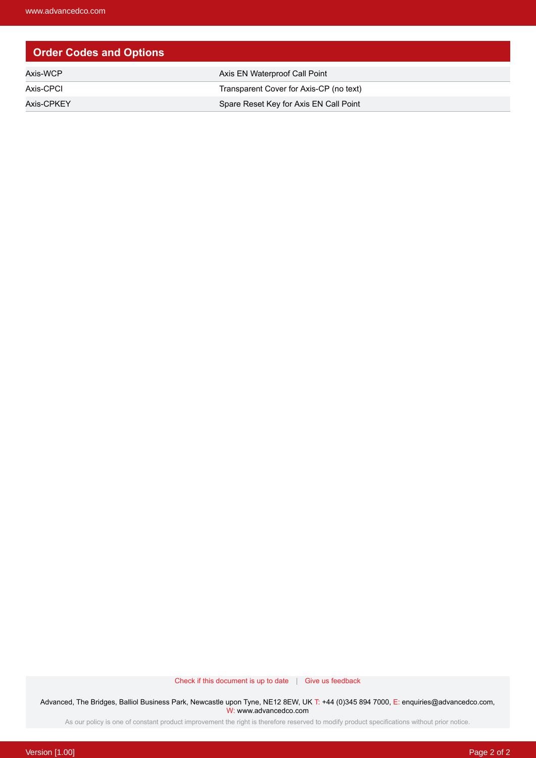## Order Codes and Options

| | |
|---|---|
| Axis-WCP | Axis EN Waterproof Call Point |
| Axis-CPCI | Transparent Cover for Axis-CP (no text) |
| Axis-CPKEY | Spare Reset Key for Axis EN Call Point |

Check if this document is up to date | Give us feedback

Advanced, The Bridges, Balliol Business Park, Newcastle upon Tyne, NE12 8EW, UK T: +44 (0)345 894 7000, E: enquiries@advancedco.com, W: www.advancedco.com

As our policy is one of constant product improvement the right is therefore reserved to modify product specifications without prior notice.

Version [1.00]